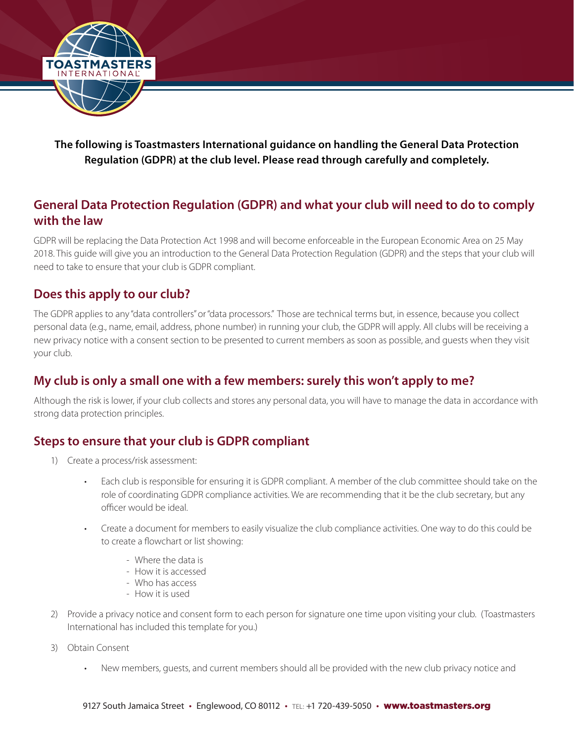**The following is Toastmasters International guidance on handling the General Data Protection Regulation (GDPR) at the club level. Please read through carefully and completely.**

## General Data Protection Regulation (GDPR) and what your club will need to do to comply with the law

GDPR will be replacing the Data Protection Act 1998 and will become enforceable in the European Economic Area on 25 May 2018. This guide will give you an introduction to the General Data Protection Regulation (GDPR) and the steps that your club will need to take to ensure that your club is GDPR compliant.

## Does this apply to our club?

The GDPR applies to any "data controllers" or "data processors." Those are technical terms but, in essence, because you collect personal data (e.g., name, email, address, phone number) in running your club, the GDPR will apply. All clubs will be receiving a new privacy notice with a consent section to be presented to current members as soon as possible, and guests when they visit your club.

## My club is only a small one with a few members: surely this won't apply to me?

Although the risk is lower, if your club collects and stores any personal data, you will have to manage the data in accordance with strong data protection principles.

## Steps to ensure that your club is GDPR compliant

1) Create a process/risk assessment:
   - Each club is responsible for ensuring it is GDPR compliant. A member of the club committee should take on the role of coordinating GDPR compliance activities. We are recommending that it be the club secretary, but any officer would be ideal.
   - Create a document for members to easily visualize the club compliance activities. One way to do this could be to create a flowchart or list showing:
     - Where the data is
     - How it is accessed
     - Who has access
     - How it is used
2) Provide a privacy notice and consent form to each person for signature one time upon visiting your club. (Toastmasters International has included this template for you.)
3) Obtain Consent
   - New members, guests, and current members should all be provided with the new club privacy notice and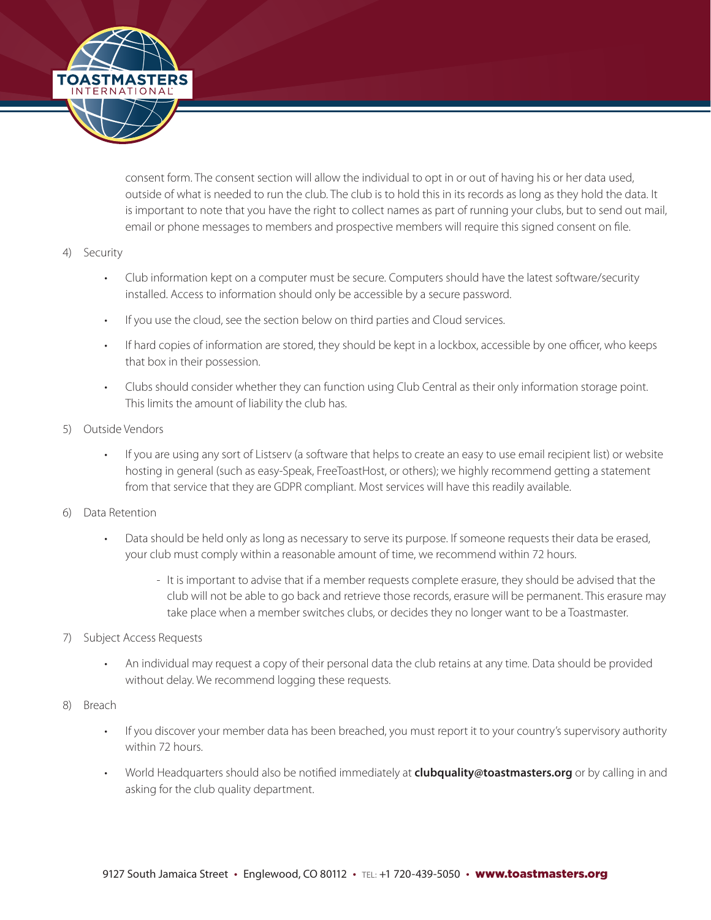consent form. The consent section will allow the individual to opt in or out of having his or her data used, outside of what is needed to run the club. The club is to hold this in its records as long as they hold the data. It is important to note that you have the right to collect names as part of running your clubs, but to send out mail, email or phone messages to members and prospective members will require this signed consent on file.

4) Security

- Club information kept on a computer must be secure. Computers should have the latest software/security installed. Access to information should only be accessible by a secure password.
- If you use the cloud, see the section below on third parties and Cloud services.
- If hard copies of information are stored, they should be kept in a lockbox, accessible by one officer, who keeps that box in their possession.
- Clubs should consider whether they can function using Club Central as their only information storage point. This limits the amount of liability the club has.

5) Outside Vendors

- If you are using any sort of Listserv (a software that helps to create an easy to use email recipient list) or website hosting in general (such as easy-Speak, FreeToastHost, or others); we highly recommend getting a statement from that service that they are GDPR compliant. Most services will have this readily available.

6) Data Retention

- Data should be held only as long as necessary to serve its purpose. If someone requests their data be erased, your club must comply within a reasonable amount of time, we recommend within 72 hours.
  - It is important to advise that if a member requests complete erasure, they should be advised that the club will not be able to go back and retrieve those records, erasure will be permanent. This erasure may take place when a member switches clubs, or decides they no longer want to be a Toastmaster.

7) Subject Access Requests

- An individual may request a copy of their personal data the club retains at any time. Data should be provided without delay. We recommend logging these requests.

8) Breach

- If you discover your member data has been breached, you must report it to your country's supervisory authority within 72 hours.
- World Headquarters should also be notified immediately at **clubquality@toastmasters.org** or by calling in and asking for the club quality department.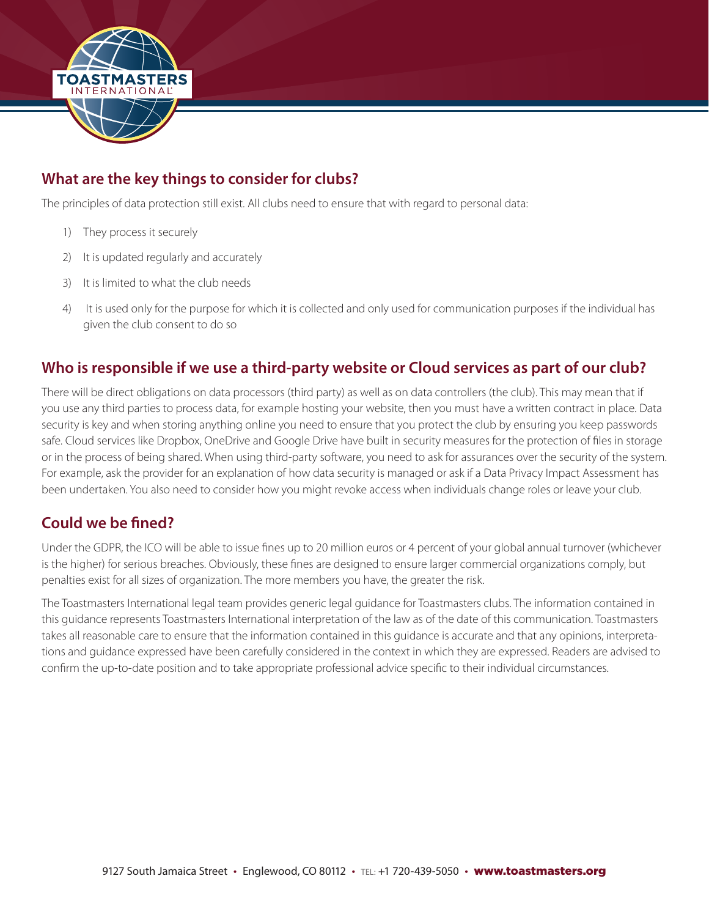## What are the key things to consider for clubs?

The principles of data protection still exist. All clubs need to ensure that with regard to personal data:

1) They process it securely
2) It is updated regularly and accurately
3) It is limited to what the club needs
4) It is used only for the purpose for which it is collected and only used for communication purposes if the individual has given the club consent to do so

## Who is responsible if we use a third-party website or Cloud services as part of our club?

There will be direct obligations on data processors (third party) as well as on data controllers (the club). This may mean that if you use any third parties to process data, for example hosting your website, then you must have a written contract in place. Data security is key and when storing anything online you need to ensure that you protect the club by ensuring you keep passwords safe. Cloud services like Dropbox, OneDrive and Google Drive have built in security measures for the protection of files in storage or in the process of being shared. When using third-party software, you need to ask for assurances over the security of the system. For example, ask the provider for an explanation of how data security is managed or ask if a Data Privacy Impact Assessment has been undertaken. You also need to consider how you might revoke access when individuals change roles or leave your club.

## Could we be fined?

Under the GDPR, the ICO will be able to issue fines up to 20 million euros or 4 percent of your global annual turnover (whichever is the higher) for serious breaches. Obviously, these fines are designed to ensure larger commercial organizations comply, but penalties exist for all sizes of organization. The more members you have, the greater the risk.

The Toastmasters International legal team provides generic legal guidance for Toastmasters clubs. The information contained in this guidance represents Toastmasters International interpretation of the law as of the date of this communication. Toastmasters takes all reasonable care to ensure that the information contained in this guidance is accurate and that any opinions, interpretations and guidance expressed have been carefully considered in the context in which they are expressed. Readers are advised to confirm the up-to-date position and to take appropriate professional advice specific to their individual circumstances.